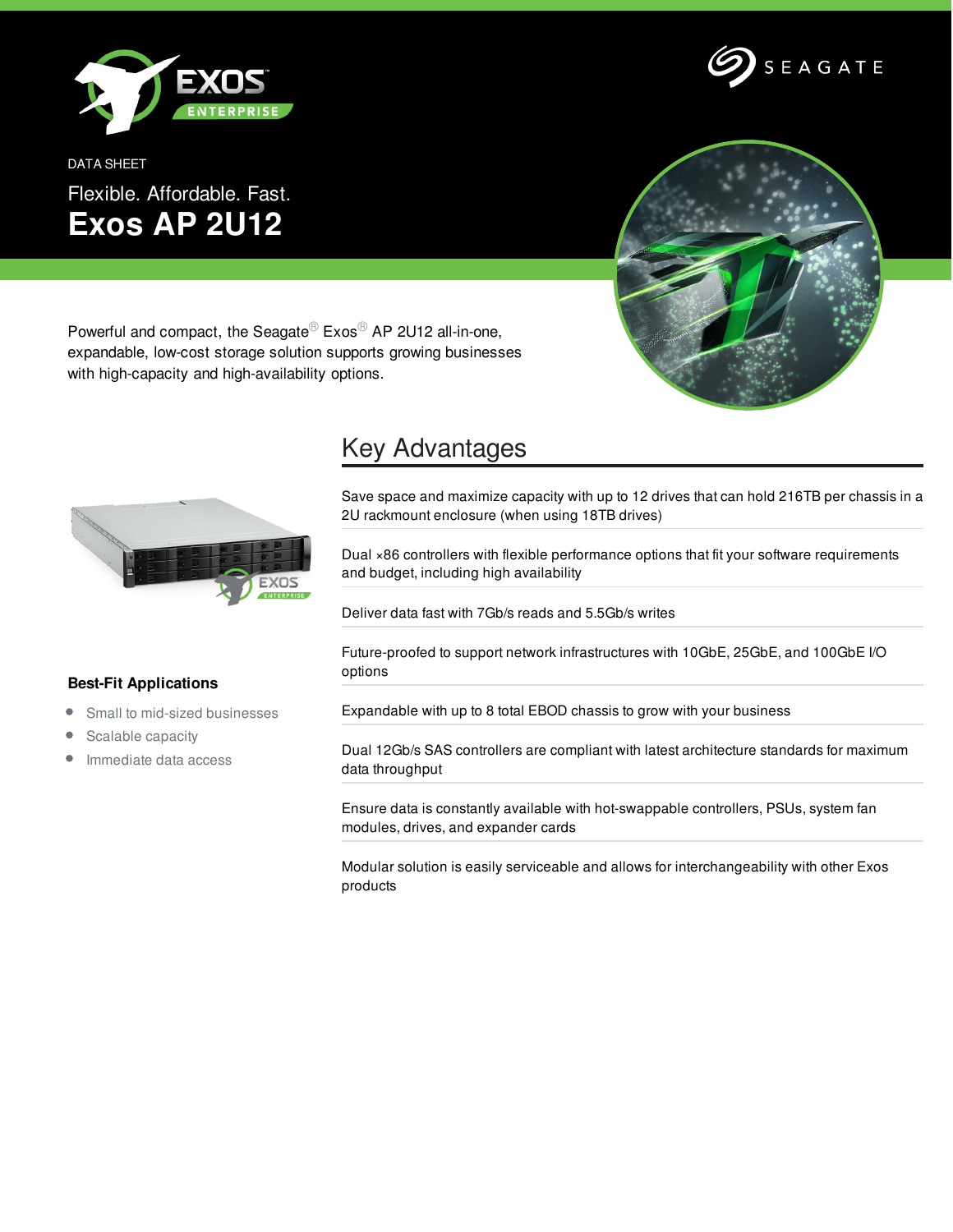DATA SHEET

Flexible. Affordable. Fast.

# Exos AP 2U12

Powerful and compact, the Seagate® Exos® AP 2U12 all-in-one, expandable, low-cost storage solution supports growing businesses with high-capacity and high-availability options.

## Key Advantages

Save space and maximize capacity with up to 12 drives that can hold 216TB per chassis in a 2U rackmount enclosure (when using 18TB drives)

Dual ×86 controllers with flexible performance options that fit your software requirements and budget, including high availability

Deliver data fast with 7Gb/s reads and 5.5Gb/s writes

Future-proofed to support network infrastructures with 10GbE, 25GbE, and 100GbE I/O options

Expandable with up to 8 total EBOD chassis to grow with your business

Dual 12Gb/s SAS controllers are compliant with latest architecture standards for maximum data throughput

Ensure data is constantly available with hot-swappable controllers, PSUs, system fan modules, drives, and expander cards

Modular solution is easily serviceable and allows for interchangeability with other Exos products

### Best-Fit Applications

- Small to mid-sized businesses
- Scalable capacity
- Immediate data access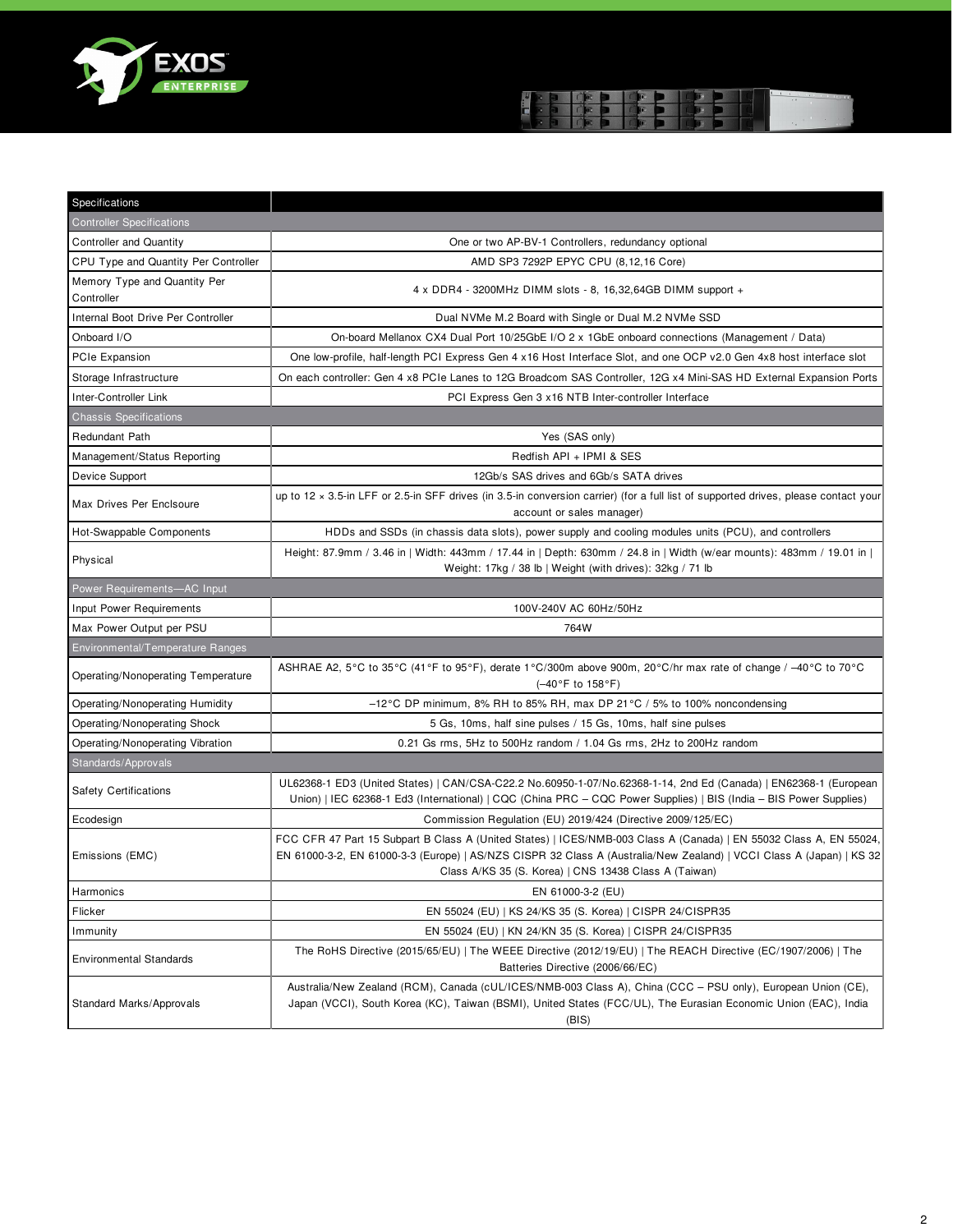| Specifications | |
|---|---|
| **Controller Specifications** | |
| Controller and Quantity | One or two AP-BV-1 Controllers, redundancy optional |
| CPU Type and Quantity Per Controller | AMD SP3 7292P EPYC CPU (8,12,16 Core) |
| Memory Type and Quantity Per Controller | 4 x DDR4 - 3200MHz DIMM slots - 8, 16,32,64GB DIMM support + |
| Internal Boot Drive Per Controller | Dual NVMe M.2 Board with Single or Dual M.2 NVMe SSD |
| Onboard I/O | On-board Mellanox CX4 Dual Port 10/25GbE I/O 2 x 1GbE onboard connections (Management / Data) |
| PCIe Expansion | One low-profile, half-length PCI Express Gen 4 x16 Host Interface Slot, and one OCP v2.0 Gen 4x8 host interface slot |
| Storage Infrastructure | On each controller: Gen 4 x8 PCIe Lanes to 12G Broadcom SAS Controller, 12G x4 Mini-SAS HD External Expansion Ports |
| Inter-Controller Link | PCI Express Gen 3 x16 NTB Inter-controller Interface |
| **Chassis Specifications** | |
| Redundant Path | Yes (SAS only) |
| Management/Status Reporting | Redfish API + IPMI & SES |
| Device Support | 12Gb/s SAS drives and 6Gb/s SATA drives |
| Max Drives Per Enclsoure | up to 12 × 3.5-in LFF or 2.5-in SFF drives (in 3.5-in conversion carrier) (for a full list of supported drives, please contact your account or sales manager) |
| Hot-Swappable Components | HDDs and SSDs (in chassis data slots), power supply and cooling modules units (PCU), and controllers |
| Physical | Height: 87.9mm / 3.46 in \| Width: 443mm / 17.44 in \| Depth: 630mm / 24.8 in \| Width (w/ear mounts): 483mm / 19.01 in \| Weight: 17kg / 38 lb \| Weight (with drives): 32kg / 71 lb |
| **Power Requirements—AC Input** | |
| Input Power Requirements | 100V-240V AC 60Hz/50Hz |
| Max Power Output per PSU | 764W |
| **Environmental/Temperature Ranges** | |
| Operating/Nonoperating Temperature | ASHRAE A2, 5°C to 35°C (41°F to 95°F), derate 1°C/300m above 900m, 20°C/hr max rate of change / –40°C to 70°C (–40°F to 158°F) |
| Operating/Nonoperating Humidity | –12°C DP minimum, 8% RH to 85% RH, max DP 21°C / 5% to 100% noncondensing |
| Operating/Nonoperating Shock | 5 Gs, 10ms, half sine pulses / 15 Gs, 10ms, half sine pulses |
| Operating/Nonoperating Vibration | 0.21 Gs rms, 5Hz to 500Hz random / 1.04 Gs rms, 2Hz to 200Hz random |
| **Standards/Approvals** | |
| Safety Certifications | UL62368-1 ED3 (United States) \| CAN/CSA-C22.2 No.60950-1-07/No.62368-1-14, 2nd Ed (Canada) \| EN62368-1 (European Union) \| IEC 62368-1 Ed3 (International) \| CQC (China PRC – CQC Power Supplies) \| BIS (India – BIS Power Supplies) |
| Ecodesign | Commission Regulation (EU) 2019/424 (Directive 2009/125/EC) |
| Emissions (EMC) | FCC CFR 47 Part 15 Subpart B Class A (United States) \| ICES/NMB-003 Class A (Canada) \| EN 55032 Class A, EN 55024, EN 61000-3-2, EN 61000-3-3 (Europe) \| AS/NZS CISPR 32 Class A (Australia/New Zealand) \| VCCI Class A (Japan) \| KS 32 Class A/KS 35 (S. Korea) \| CNS 13438 Class A (Taiwan) |
| Harmonics | EN 61000-3-2 (EU) |
| Flicker | EN 55024 (EU) \| KS 24/KS 35 (S. Korea) \| CISPR 24/CISPR35 |
| Immunity | EN 55024 (EU) \| KN 24/KN 35 (S. Korea) \| CISPR 24/CISPR35 |
| Environmental Standards | The RoHS Directive (2015/65/EU) \| The WEEE Directive (2012/19/EU) \| The REACH Directive (EC/1907/2006) \| The Batteries Directive (2006/66/EC) |
| Standard Marks/Approvals | Australia/New Zealand (RCM), Canada (cUL/ICES/NMB-003 Class A), China (CCC – PSU only), European Union (CE), Japan (VCCI), South Korea (KC), Taiwan (BSMI), United States (FCC/UL), The Eurasian Economic Union (EAC), India (BIS) |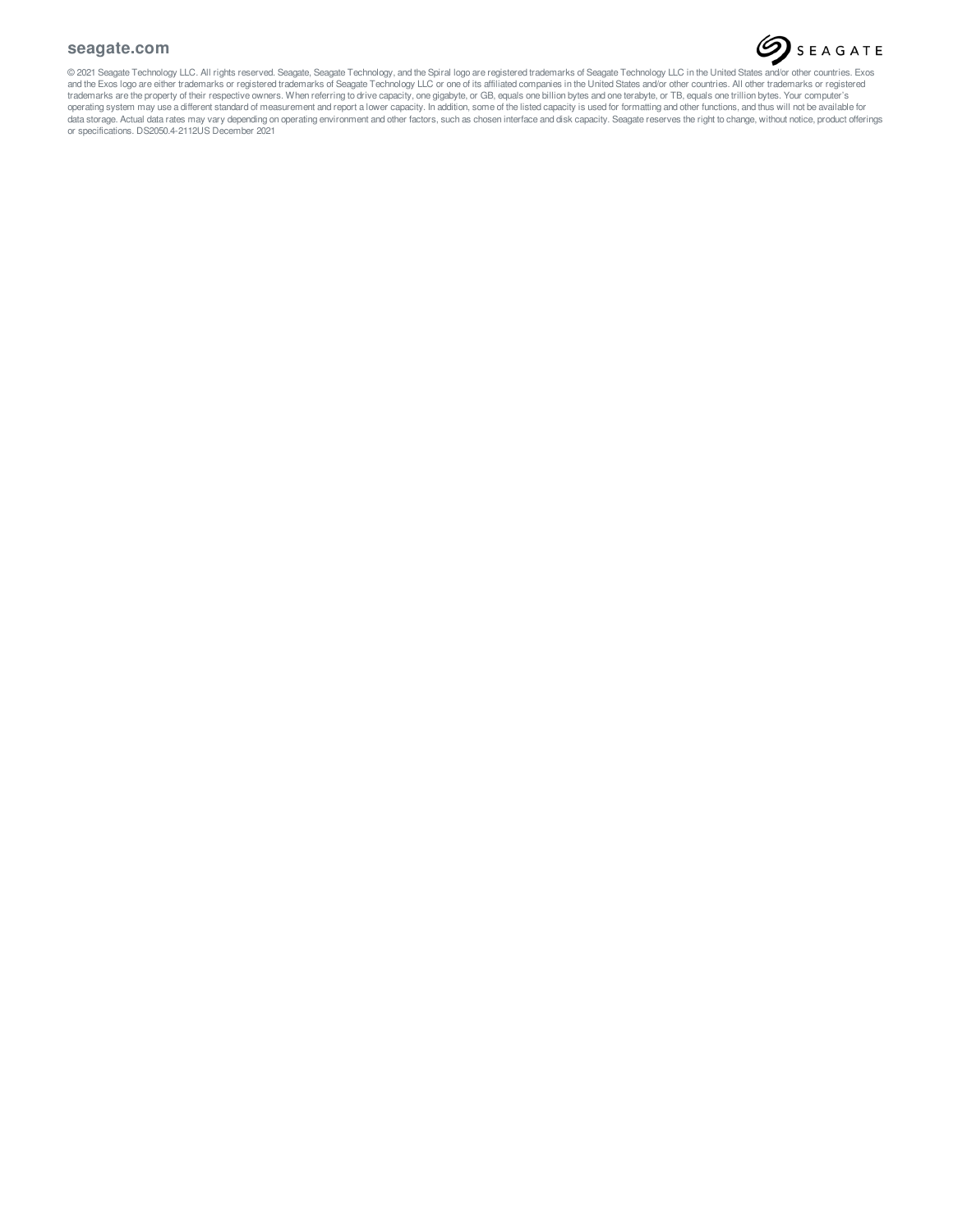**seagate.com**

© 2021 Seagate Technology LLC. All rights reserved. Seagate, Seagate Technology, and the Spiral logo are registered trademarks of Seagate Technology LLC in the United States and/or other countries. Exos and the Exos logo are either trademarks or registered trademarks of Seagate Technology LLC or one of its affiliated companies in the United States and/or other countries. All other trademarks or registered trademarks are the property of their respective owners. When referring to drive capacity, one gigabyte, or GB, equals one billion bytes and one terabyte, or TB, equals one trillion bytes. Your computer's operating system may use a different standard of measurement and report a lower capacity. In addition, some of the listed capacity is used for formatting and other functions, and thus will not be available for data storage. Actual data rates may vary depending on operating environment and other factors, such as chosen interface and disk capacity. Seagate reserves the right to change, without notice, product offerings or specifications. DS2050.4-2112US December 2021